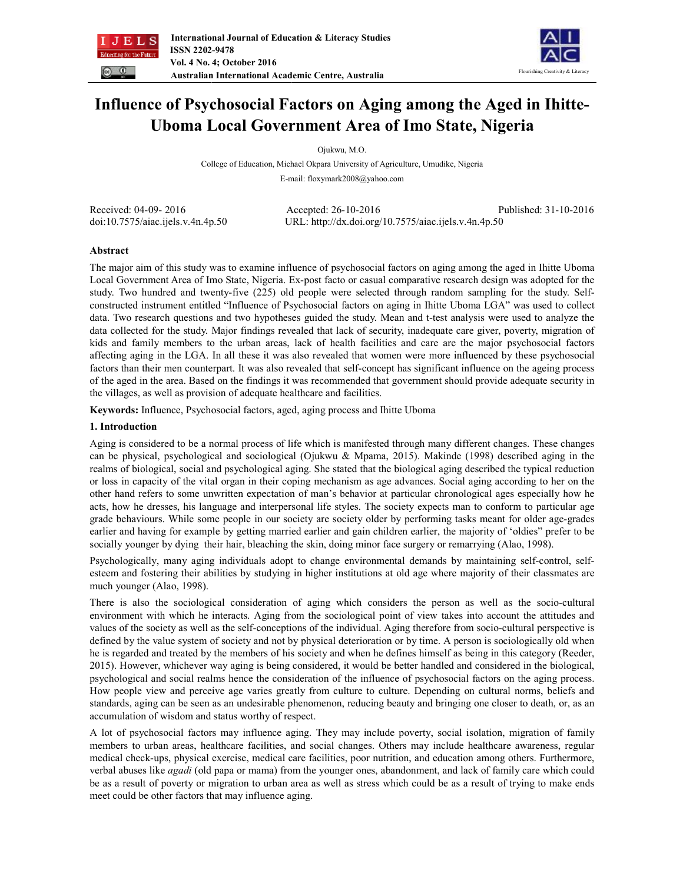# Influence of Psychosocial Factors on Aging among the Aged in Ihitte-Uboma Local Government Area of Imo State, Nigeria

Ojukwu, M.O.

College of Education, Michael Okpara University of Agriculture, Umudike, Nigeria

E-mail: floxymark2008@yahoo.com

Received: 04-09- 2016 Accepted: 26-10-2016 Published: 31-10-2016

doi:10.7575/aiac.ijels.v.4n.4p.50 URL: http://dx.doi.org/10.7575/aiac.ijels.v.4n.4p.50

## Abstract

The major aim of this study was to examine influence of psychosocial factors on aging among the aged in Ihitte Uboma Local Government Area of Imo State, Nigeria. Ex-post facto or casual comparative research design was adopted for the study. Two hundred and twenty-five (225) old people were selected through random sampling for the study. Self-constructed instrument entitled "Influence of Psychosocial factors on aging in Ihitte Uboma LGA" was used to collect data. Two research questions and two hypotheses guided the study. Mean and t-test analysis were used to analyze the data collected for the study. Major findings revealed that lack of security, inadequate care giver, poverty, migration of kids and family members to the urban areas, lack of health facilities and care are the major psychosocial factors affecting aging in the LGA. In all these it was also revealed that women were more influenced by these psychosocial factors than their men counterpart. It was also revealed that self-concept has significant influence on the ageing process of the aged in the area. Based on the findings it was recommended that government should provide adequate security in the villages, as well as provision of adequate healthcare and facilities.

**Keywords:** Influence, Psychosocial factors, aged, aging process and Ihitte Uboma

## 1. Introduction

Aging is considered to be a normal process of life which is manifested through many different changes. These changes can be physical, psychological and sociological (Ojukwu & Mpama, 2015). Makinde (1998) described aging in the realms of biological, social and psychological aging. She stated that the biological aging described the typical reduction or loss in capacity of the vital organ in their coping mechanism as age advances. Social aging according to her on the other hand refers to some unwritten expectation of man's behavior at particular chronological ages especially how he acts, how he dresses, his language and interpersonal life styles. The society expects man to conform to particular age grade behaviours. While some people in our society are society older by performing tasks meant for older age-grades earlier and having for example by getting married earlier and gain children earlier, the majority of 'oldies" prefer to be socially younger by dying their hair, bleaching the skin, doing minor face surgery or remarrying (Alao, 1998).

Psychologically, many aging individuals adopt to change environmental demands by maintaining self-control, self-esteem and fostering their abilities by studying in higher institutions at old age where majority of their classmates are much younger (Alao, 1998).

There is also the sociological consideration of aging which considers the person as well as the socio-cultural environment with which he interacts. Aging from the sociological point of view takes into account the attitudes and values of the society as well as the self-conceptions of the individual. Aging therefore from socio-cultural perspective is defined by the value system of society and not by physical deterioration or by time. A person is sociologically old when he is regarded and treated by the members of his society and when he defines himself as being in this category (Reeder, 2015). However, whichever way aging is being considered, it would be better handled and considered in the biological, psychological and social realms hence the consideration of the influence of psychosocial factors on the aging process. How people view and perceive age varies greatly from culture to culture. Depending on cultural norms, beliefs and standards, aging can be seen as an undesirable phenomenon, reducing beauty and bringing one closer to death, or, as an accumulation of wisdom and status worthy of respect.

A lot of psychosocial factors may influence aging. They may include poverty, social isolation, migration of family members to urban areas, healthcare facilities, and social changes. Others may include healthcare awareness, regular medical check-ups, physical exercise, medical care facilities, poor nutrition, and education among others. Furthermore, verbal abuses like *agadi* (old papa or mama) from the younger ones, abandonment, and lack of family care which could be as a result of poverty or migration to urban area as well as stress which could be as a result of trying to make ends meet could be other factors that may influence aging.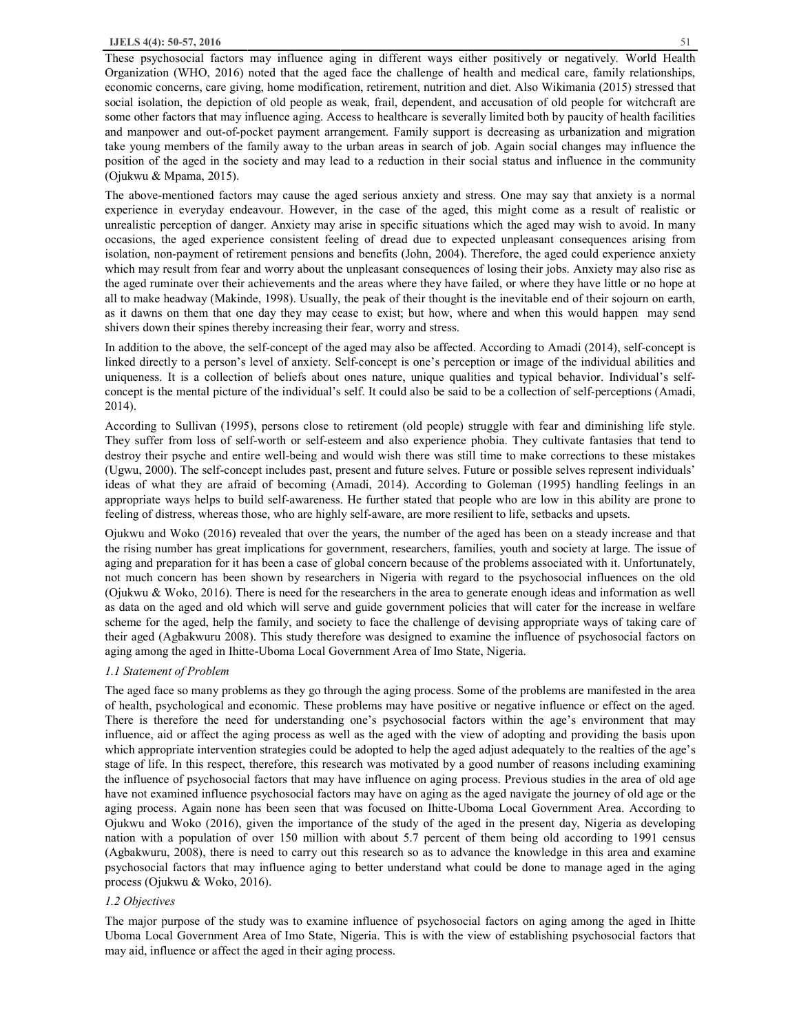These psychosocial factors may influence aging in different ways either positively or negatively. World Health Organization (WHO, 2016) noted that the aged face the challenge of health and medical care, family relationships, economic concerns, care giving, home modification, retirement, nutrition and diet. Also Wikimania (2015) stressed that social isolation, the depiction of old people as weak, frail, dependent, and accusation of old people for witchcraft are some other factors that may influence aging. Access to healthcare is severally limited both by paucity of health facilities and manpower and out-of-pocket payment arrangement. Family support is decreasing as urbanization and migration take young members of the family away to the urban areas in search of job. Again social changes may influence the position of the aged in the society and may lead to a reduction in their social status and influence in the community (Ojukwu & Mpama, 2015).

The above-mentioned factors may cause the aged serious anxiety and stress. One may say that anxiety is a normal experience in everyday endeavour. However, in the case of the aged, this might come as a result of realistic or unrealistic perception of danger. Anxiety may arise in specific situations which the aged may wish to avoid. In many occasions, the aged experience consistent feeling of dread due to expected unpleasant consequences arising from isolation, non-payment of retirement pensions and benefits (John, 2004). Therefore, the aged could experience anxiety which may result from fear and worry about the unpleasant consequences of losing their jobs. Anxiety may also rise as the aged ruminate over their achievements and the areas where they have failed, or where they have little or no hope at all to make headway (Makinde, 1998). Usually, the peak of their thought is the inevitable end of their sojourn on earth, as it dawns on them that one day they may cease to exist; but how, where and when this would happen may send shivers down their spines thereby increasing their fear, worry and stress.

In addition to the above, the self-concept of the aged may also be affected. According to Amadi (2014), self-concept is linked directly to a person's level of anxiety. Self-concept is one's perception or image of the individual abilities and uniqueness. It is a collection of beliefs about ones nature, unique qualities and typical behavior. Individual's self-concept is the mental picture of the individual's self. It could also be said to be a collection of self-perceptions (Amadi, 2014).

According to Sullivan (1995), persons close to retirement (old people) struggle with fear and diminishing life style. They suffer from loss of self-worth or self-esteem and also experience phobia. They cultivate fantasies that tend to destroy their psyche and entire well-being and would wish there was still time to make corrections to these mistakes (Ugwu, 2000). The self-concept includes past, present and future selves. Future or possible selves represent individuals' ideas of what they are afraid of becoming (Amadi, 2014). According to Goleman (1995) handling feelings in an appropriate ways helps to build self-awareness. He further stated that people who are low in this ability are prone to feeling of distress, whereas those, who are highly self-aware, are more resilient to life, setbacks and upsets.

Ojukwu and Woko (2016) revealed that over the years, the number of the aged has been on a steady increase and that the rising number has great implications for government, researchers, families, youth and society at large. The issue of aging and preparation for it has been a case of global concern because of the problems associated with it. Unfortunately, not much concern has been shown by researchers in Nigeria with regard to the psychosocial influences on the old (Ojukwu & Woko, 2016). There is need for the researchers in the area to generate enough ideas and information as well as data on the aged and old which will serve and guide government policies that will cater for the increase in welfare scheme for the aged, help the family, and society to face the challenge of devising appropriate ways of taking care of their aged (Agbakwuru 2008). This study therefore was designed to examine the influence of psychosocial factors on aging among the aged in Ihitte-Uboma Local Government Area of Imo State, Nigeria.

### *1.1 Statement of Problem*

The aged face so many problems as they go through the aging process. Some of the problems are manifested in the area of health, psychological and economic. These problems may have positive or negative influence or effect on the aged. There is therefore the need for understanding one's psychosocial factors within the age's environment that may influence, aid or affect the aging process as well as the aged with the view of adopting and providing the basis upon which appropriate intervention strategies could be adopted to help the aged adjust adequately to the realties of the age's stage of life. In this respect, therefore, this research was motivated by a good number of reasons including examining the influence of psychosocial factors that may have influence on aging process. Previous studies in the area of old age have not examined influence psychosocial factors may have on aging as the aged navigate the journey of old age or the aging process. Again none has been seen that was focused on Ihitte-Uboma Local Government Area. According to Ojukwu and Woko (2016), given the importance of the study of the aged in the present day, Nigeria as developing nation with a population of over 150 million with about 5.7 percent of them being old according to 1991 census (Agbakwuru, 2008), there is need to carry out this research so as to advance the knowledge in this area and examine psychosocial factors that may influence aging to better understand what could be done to manage aged in the aging process (Ojukwu & Woko, 2016).

### *1.2 Objectives*

The major purpose of the study was to examine influence of psychosocial factors on aging among the aged in Ihitte Uboma Local Government Area of Imo State, Nigeria. This is with the view of establishing psychosocial factors that may aid, influence or affect the aged in their aging process.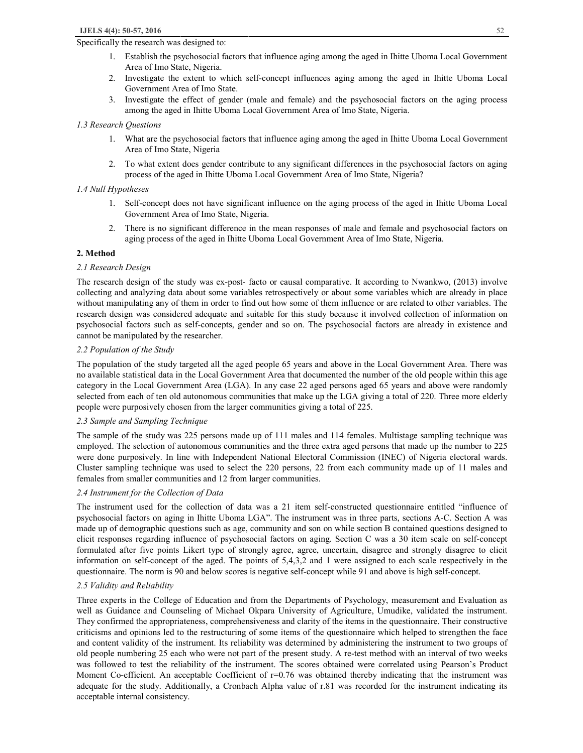Specifically the research was designed to:

1. Establish the psychosocial factors that influence aging among the aged in Ihitte Uboma Local Government Area of Imo State, Nigeria.
2. Investigate the extent to which self-concept influences aging among the aged in Ihitte Uboma Local Government Area of Imo State.
3. Investigate the effect of gender (male and female) and the psychosocial factors on the aging process among the aged in Ihitte Uboma Local Government Area of Imo State, Nigeria.

### *1.3 Research Questions*

1. What are the psychosocial factors that influence aging among the aged in Ihitte Uboma Local Government Area of Imo State, Nigeria
2. To what extent does gender contribute to any significant differences in the psychosocial factors on aging process of the aged in Ihitte Uboma Local Government Area of Imo State, Nigeria?

### *1.4 Null Hypotheses*

1. Self-concept does not have significant influence on the aging process of the aged in Ihitte Uboma Local Government Area of Imo State, Nigeria.
2. There is no significant difference in the mean responses of male and female and psychosocial factors on aging process of the aged in Ihitte Uboma Local Government Area of Imo State, Nigeria.

## 2. Method

### *2.1 Research Design*

The research design of the study was ex-post- facto or causal comparative. It according to Nwankwo, (2013) involve collecting and analyzing data about some variables retrospectively or about some variables which are already in place without manipulating any of them in order to find out how some of them influence or are related to other variables. The research design was considered adequate and suitable for this study because it involved collection of information on psychosocial factors such as self-concepts, gender and so on. The psychosocial factors are already in existence and cannot be manipulated by the researcher.

### *2.2 Population of the Study*

The population of the study targeted all the aged people 65 years and above in the Local Government Area. There was no available statistical data in the Local Government Area that documented the number of the old people within this age category in the Local Government Area (LGA). In any case 22 aged persons aged 65 years and above were randomly selected from each of ten old autonomous communities that make up the LGA giving a total of 220. Three more elderly people were purposively chosen from the larger communities giving a total of 225.

### *2.3 Sample and Sampling Technique*

The sample of the study was 225 persons made up of 111 males and 114 females. Multistage sampling technique was employed. The selection of autonomous communities and the three extra aged persons that made up the number to 225 were done purposively. In line with Independent National Electoral Commission (INEC) of Nigeria electoral wards. Cluster sampling technique was used to select the 220 persons, 22 from each community made up of 11 males and females from smaller communities and 12 from larger communities.

### *2.4 Instrument for the Collection of Data*

The instrument used for the collection of data was a 21 item self-constructed questionnaire entitled "influence of psychosocial factors on aging in Ihitte Uboma LGA". The instrument was in three parts, sections A-C. Section A was made up of demographic questions such as age, community and son on while section B contained questions designed to elicit responses regarding influence of psychosocial factors on aging. Section C was a 30 item scale on self-concept formulated after five points Likert type of strongly agree, agree, uncertain, disagree and strongly disagree to elicit information on self-concept of the aged. The points of 5,4,3,2 and 1 were assigned to each scale respectively in the questionnaire. The norm is 90 and below scores is negative self-concept while 91 and above is high self-concept.

### *2.5 Validity and Reliability*

Three experts in the College of Education and from the Departments of Psychology, measurement and Evaluation as well as Guidance and Counseling of Michael Okpara University of Agriculture, Umudike, validated the instrument. They confirmed the appropriateness, comprehensiveness and clarity of the items in the questionnaire. Their constructive criticisms and opinions led to the restructuring of some items of the questionnaire which helped to strengthen the face and content validity of the instrument. Its reliability was determined by administering the instrument to two groups of old people numbering 25 each who were not part of the present study. A re-test method with an interval of two weeks was followed to test the reliability of the instrument. The scores obtained were correlated using Pearson's Product Moment Co-efficient. An acceptable Coefficient of $r=0.76$ was obtained thereby indicating that the instrument was adequate for the study. Additionally, a Cronbach Alpha value of r.81 was recorded for the instrument indicating its acceptable internal consistency.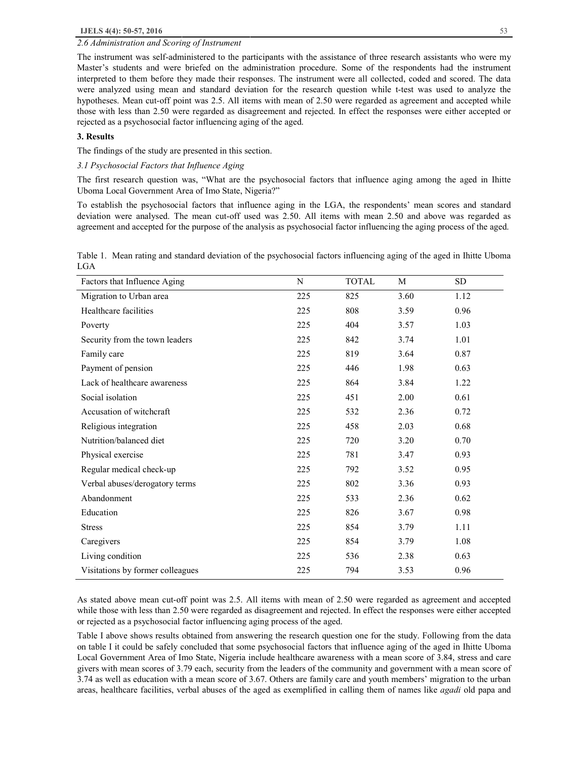### 2.6 Administration and Scoring of Instrument

The instrument was self-administered to the participants with the assistance of three research assistants who were my Master's students and were briefed on the administration procedure. Some of the respondents had the instrument interpreted to them before they made their responses. The instrument were all collected, coded and scored. The data were analyzed using mean and standard deviation for the research question while t-test was used to analyze the hypotheses. Mean cut-off point was 2.5. All items with mean of 2.50 were regarded as agreement and accepted while those with less than 2.50 were regarded as disagreement and rejected. In effect the responses were either accepted or rejected as a psychosocial factor influencing aging of the aged.

## 3. Results

The findings of the study are presented in this section.

### 3.1 Psychosocial Factors that Influence Aging

The first research question was, "What are the psychosocial factors that influence aging among the aged in Ihitte Uboma Local Government Area of Imo State, Nigeria?"

To establish the psychosocial factors that influence aging in the LGA, the respondents' mean scores and standard deviation were analysed. The mean cut-off used was 2.50. All items with mean 2.50 and above was regarded as agreement and accepted for the purpose of the analysis as psychosocial factor influencing the aging process of the aged.

Table 1. Mean rating and standard deviation of the psychosocial factors influencing aging of the aged in Ihitte Uboma LGA

| Factors that Influence Aging | N | TOTAL | M | SD |
|---|---|---|---|---|
| Migration to Urban area | 225 | 825 | 3.60 | 1.12 |
| Healthcare facilities | 225 | 808 | 3.59 | 0.96 |
| Poverty | 225 | 404 | 3.57 | 1.03 |
| Security from the town leaders | 225 | 842 | 3.74 | 1.01 |
| Family care | 225 | 819 | 3.64 | 0.87 |
| Payment of pension | 225 | 446 | 1.98 | 0.63 |
| Lack of healthcare awareness | 225 | 864 | 3.84 | 1.22 |
| Social isolation | 225 | 451 | 2.00 | 0.61 |
| Accusation of witchcraft | 225 | 532 | 2.36 | 0.72 |
| Religious integration | 225 | 458 | 2.03 | 0.68 |
| Nutrition/balanced diet | 225 | 720 | 3.20 | 0.70 |
| Physical exercise | 225 | 781 | 3.47 | 0.93 |
| Regular medical check-up | 225 | 792 | 3.52 | 0.95 |
| Verbal abuses/derogatory terms | 225 | 802 | 3.36 | 0.93 |
| Abandonment | 225 | 533 | 2.36 | 0.62 |
| Education | 225 | 826 | 3.67 | 0.98 |
| Stress | 225 | 854 | 3.79 | 1.11 |
| Caregivers | 225 | 854 | 3.79 | 1.08 |
| Living condition | 225 | 536 | 2.38 | 0.63 |
| Visitations by former colleagues | 225 | 794 | 3.53 | 0.96 |

As stated above mean cut-off point was 2.5. All items with mean of 2.50 were regarded as agreement and accepted while those with less than 2.50 were regarded as disagreement and rejected. In effect the responses were either accepted or rejected as a psychosocial factor influencing aging process of the aged.

Table I above shows results obtained from answering the research question one for the study. Following from the data on table I it could be safely concluded that some psychosocial factors that influence aging of the aged in Ihitte Uboma Local Government Area of Imo State, Nigeria include healthcare awareness with a mean score of 3.84, stress and care givers with mean scores of 3.79 each, security from the leaders of the community and government with a mean score of 3.74 as well as education with a mean score of 3.67. Others are family care and youth members' migration to the urban areas, healthcare facilities, verbal abuses of the aged as exemplified in calling them of names like *agadi* old papa and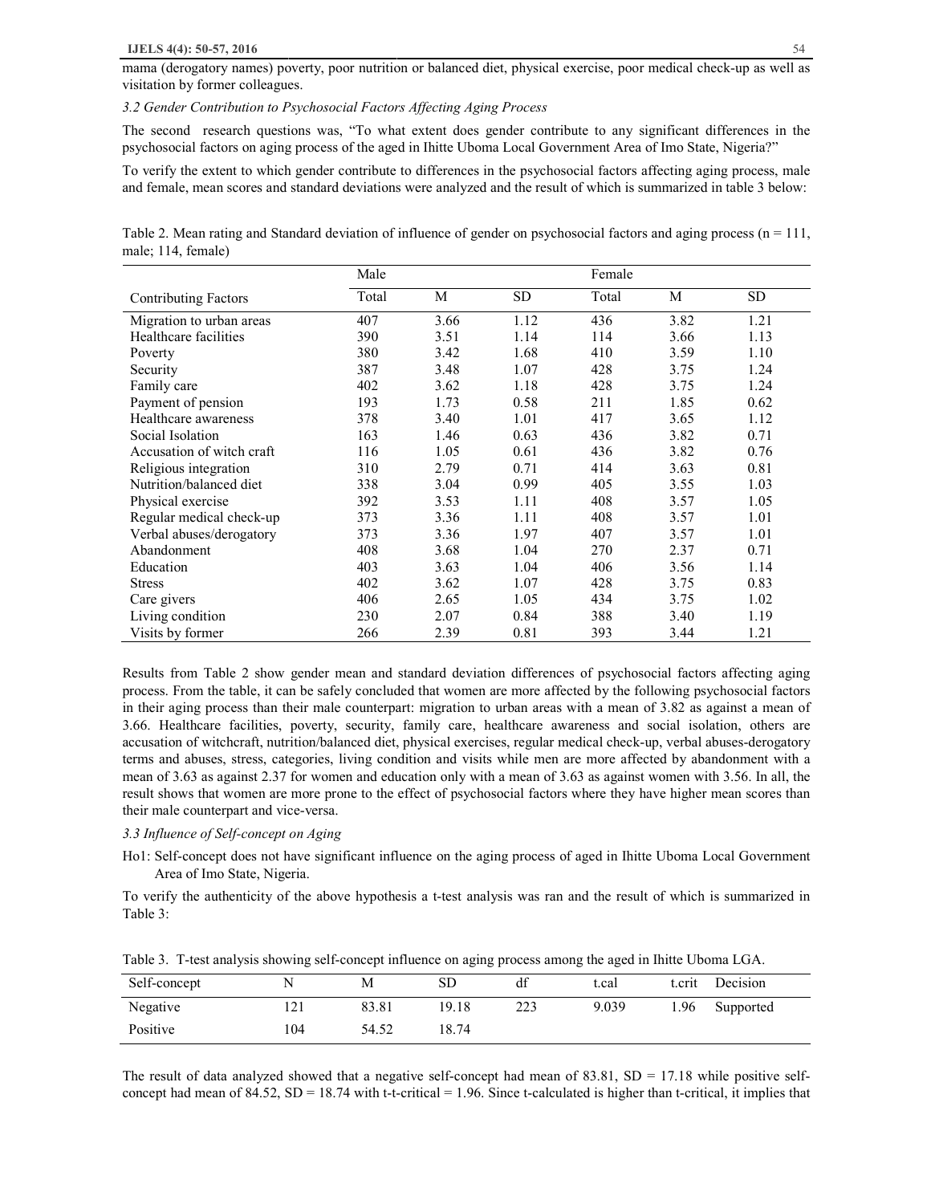mama (derogatory names) poverty, poor nutrition or balanced diet, physical exercise, poor medical check-up as well as visitation by former colleagues.

*3.2 Gender Contribution to Psychosocial Factors Affecting Aging Process*

The second research questions was, "To what extent does gender contribute to any significant differences in the psychosocial factors on aging process of the aged in Ihitte Uboma Local Government Area of Imo State, Nigeria?"

To verify the extent to which gender contribute to differences in the psychosocial factors affecting aging process, male and female, mean scores and standard deviations were analyzed and the result of which is summarized in table 3 below:

Table 2. Mean rating and Standard deviation of influence of gender on psychosocial factors and aging process (n = 111, male; 114, female)

| | Male | | | Female | | |
|---|---|---|---|---|---|---|
| Contributing Factors | Total | M | SD | Total | M | SD |
| Migration to urban areas | 407 | 3.66 | 1.12 | 436 | 3.82 | 1.21 |
| Healthcare facilities | 390 | 3.51 | 1.14 | 114 | 3.66 | 1.13 |
| Poverty | 380 | 3.42 | 1.68 | 410 | 3.59 | 1.10 |
| Security | 387 | 3.48 | 1.07 | 428 | 3.75 | 1.24 |
| Family care | 402 | 3.62 | 1.18 | 428 | 3.75 | 1.24 |
| Payment of pension | 193 | 1.73 | 0.58 | 211 | 1.85 | 0.62 |
| Healthcare awareness | 378 | 3.40 | 1.01 | 417 | 3.65 | 1.12 |
| Social Isolation | 163 | 1.46 | 0.63 | 436 | 3.82 | 0.71 |
| Accusation of witch craft | 116 | 1.05 | 0.61 | 436 | 3.82 | 0.76 |
| Religious integration | 310 | 2.79 | 0.71 | 414 | 3.63 | 0.81 |
| Nutrition/balanced diet | 338 | 3.04 | 0.99 | 405 | 3.55 | 1.03 |
| Physical exercise | 392 | 3.53 | 1.11 | 408 | 3.57 | 1.05 |
| Regular medical check-up | 373 | 3.36 | 1.11 | 408 | 3.57 | 1.01 |
| Verbal abuses/derogatory | 373 | 3.36 | 1.97 | 407 | 3.57 | 1.01 |
| Abandonment | 408 | 3.68 | 1.04 | 270 | 2.37 | 0.71 |
| Education | 403 | 3.63 | 1.04 | 406 | 3.56 | 1.14 |
| Stress | 402 | 3.62 | 1.07 | 428 | 3.75 | 0.83 |
| Care givers | 406 | 2.65 | 1.05 | 434 | 3.75 | 1.02 |
| Living condition | 230 | 2.07 | 0.84 | 388 | 3.40 | 1.19 |
| Visits by former | 266 | 2.39 | 0.81 | 393 | 3.44 | 1.21 |

Results from Table 2 show gender mean and standard deviation differences of psychosocial factors affecting aging process. From the table, it can be safely concluded that women are more affected by the following psychosocial factors in their aging process than their male counterpart: migration to urban areas with a mean of 3.82 as against a mean of 3.66. Healthcare facilities, poverty, security, family care, healthcare awareness and social isolation, others are accusation of witchcraft, nutrition/balanced diet, physical exercises, regular medical check-up, verbal abuses-derogatory terms and abuses, stress, categories, living condition and visits while men are more affected by abandonment with a mean of 3.63 as against 2.37 for women and education only with a mean of 3.63 as against women with 3.56. In all, the result shows that women are more prone to the effect of psychosocial factors where they have higher mean scores than their male counterpart and vice-versa.

*3.3 Influence of Self-concept on Aging*

Ho1: Self-concept does not have significant influence on the aging process of aged in Ihitte Uboma Local Government Area of Imo State, Nigeria.

To verify the authenticity of the above hypothesis a t-test analysis was ran and the result of which is summarized in Table 3:

Table 3. T-test analysis showing self-concept influence on aging process among the aged in Ihitte Uboma LGA.

| Self-concept | N | M | SD | df | t.cal | t.crit | Decision |
|---|---|---|---|---|---|---|---|
| Negative | 121 | 83.81 | 19.18 | 223 | 9.039 | 1.96 | Supported |
| Positive | 104 | 54.52 | 18.74 | | | | |

The result of data analyzed showed that a negative self-concept had mean of 83.81, SD = 17.18 while positive self-concept had mean of 84.52, SD = 18.74 with t-t-critical = 1.96. Since t-calculated is higher than t-critical, it implies that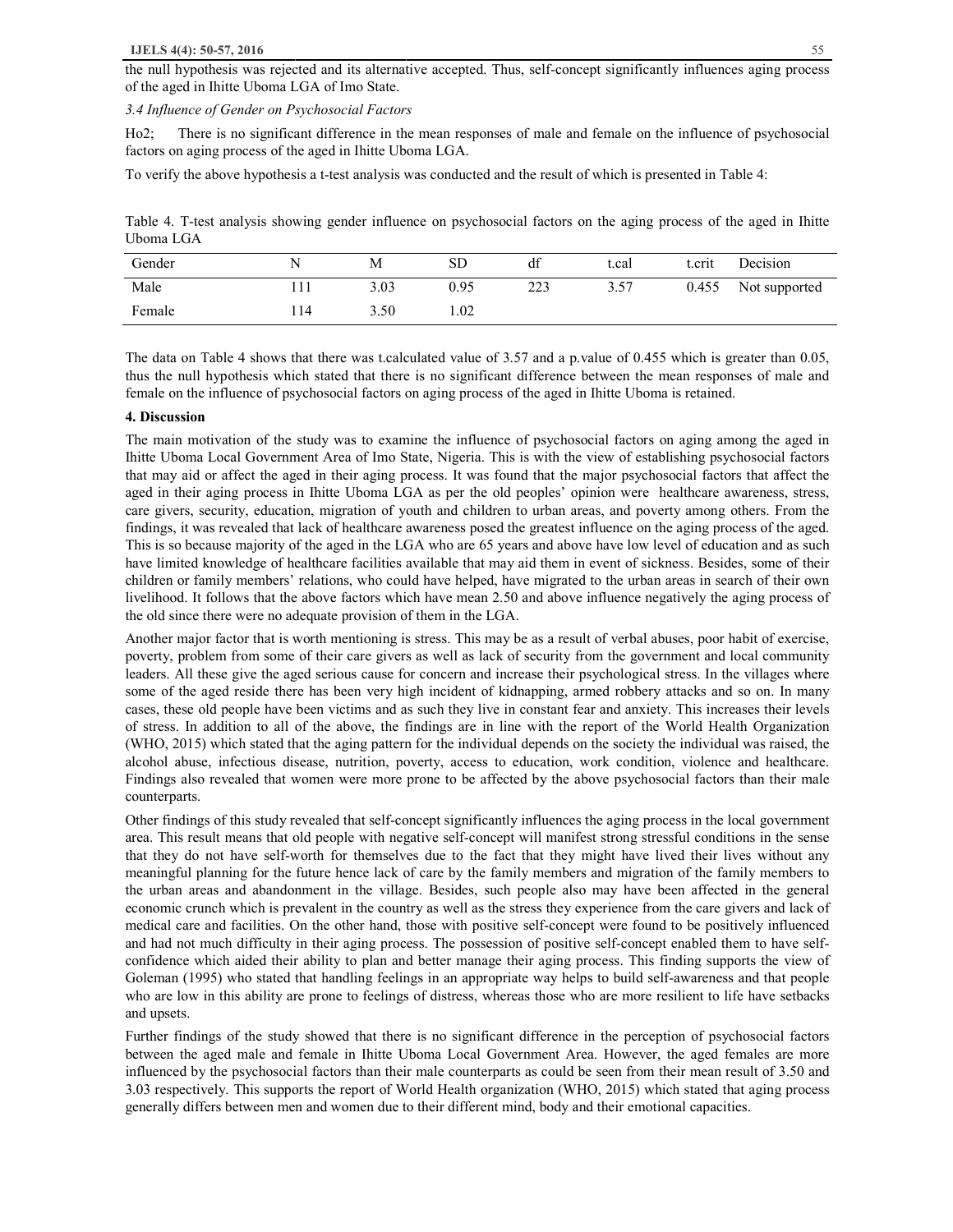the null hypothesis was rejected and its alternative accepted. Thus, self-concept significantly influences aging process of the aged in Ihitte Uboma LGA of Imo State.

*3.4 Influence of Gender on Psychosocial Factors*

Ho2; There is no significant difference in the mean responses of male and female on the influence of psychosocial factors on aging process of the aged in Ihitte Uboma LGA.

To verify the above hypothesis a t-test analysis was conducted and the result of which is presented in Table 4:

Table 4. T-test analysis showing gender influence on psychosocial factors on the aging process of the aged in Ihitte Uboma LGA

| Gender | N | M | SD | df | t.cal | t.crit | Decision |
|---|---|---|---|---|---|---|---|
| Male | 111 | 3.03 | 0.95 | 223 | 3.57 | 0.455 | Not supported |
| Female | 114 | 3.50 | 1.02 | | | | |

The data on Table 4 shows that there was t.calculated value of 3.57 and a p.value of 0.455 which is greater than 0.05, thus the null hypothesis which stated that there is no significant difference between the mean responses of male and female on the influence of psychosocial factors on aging process of the aged in Ihitte Uboma is retained.

## 4. Discussion

The main motivation of the study was to examine the influence of psychosocial factors on aging among the aged in Ihitte Uboma Local Government Area of Imo State, Nigeria. This is with the view of establishing psychosocial factors that may aid or affect the aged in their aging process. It was found that the major psychosocial factors that affect the aged in their aging process in Ihitte Uboma LGA as per the old peoples' opinion were healthcare awareness, stress, care givers, security, education, migration of youth and children to urban areas, and poverty among others. From the findings, it was revealed that lack of healthcare awareness posed the greatest influence on the aging process of the aged. This is so because majority of the aged in the LGA who are 65 years and above have low level of education and as such have limited knowledge of healthcare facilities available that may aid them in event of sickness. Besides, some of their children or family members' relations, who could have helped, have migrated to the urban areas in search of their own livelihood. It follows that the above factors which have mean 2.50 and above influence negatively the aging process of the old since there were no adequate provision of them in the LGA.

Another major factor that is worth mentioning is stress. This may be as a result of verbal abuses, poor habit of exercise, poverty, problem from some of their care givers as well as lack of security from the government and local community leaders. All these give the aged serious cause for concern and increase their psychological stress. In the villages where some of the aged reside there has been very high incident of kidnapping, armed robbery attacks and so on. In many cases, these old people have been victims and as such they live in constant fear and anxiety. This increases their levels of stress. In addition to all of the above, the findings are in line with the report of the World Health Organization (WHO, 2015) which stated that the aging pattern for the individual depends on the society the individual was raised, the alcohol abuse, infectious disease, nutrition, poverty, access to education, work condition, violence and healthcare. Findings also revealed that women were more prone to be affected by the above psychosocial factors than their male counterparts.

Other findings of this study revealed that self-concept significantly influences the aging process in the local government area. This result means that old people with negative self-concept will manifest strong stressful conditions in the sense that they do not have self-worth for themselves due to the fact that they might have lived their lives without any meaningful planning for the future hence lack of care by the family members and migration of the family members to the urban areas and abandonment in the village. Besides, such people also may have been affected in the general economic crunch which is prevalent in the country as well as the stress they experience from the care givers and lack of medical care and facilities. On the other hand, those with positive self-concept were found to be positively influenced and had not much difficulty in their aging process. The possession of positive self-concept enabled them to have self-confidence which aided their ability to plan and better manage their aging process. This finding supports the view of Goleman (1995) who stated that handling feelings in an appropriate way helps to build self-awareness and that people who are low in this ability are prone to feelings of distress, whereas those who are more resilient to life have setbacks and upsets.

Further findings of the study showed that there is no significant difference in the perception of psychosocial factors between the aged male and female in Ihitte Uboma Local Government Area. However, the aged females are more influenced by the psychosocial factors than their male counterparts as could be seen from their mean result of 3.50 and 3.03 respectively. This supports the report of World Health organization (WHO, 2015) which stated that aging process generally differs between men and women due to their different mind, body and their emotional capacities.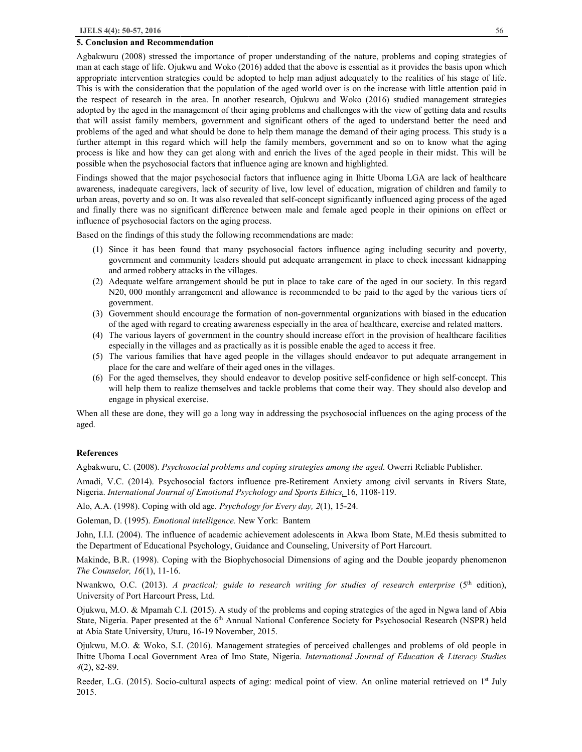## 5. Conclusion and Recommendation

Agbakwuru (2008) stressed the importance of proper understanding of the nature, problems and coping strategies of man at each stage of life. Ojukwu and Woko (2016) added that the above is essential as it provides the basis upon which appropriate intervention strategies could be adopted to help man adjust adequately to the realities of his stage of life. This is with the consideration that the population of the aged world over is on the increase with little attention paid in the respect of research in the area. In another research, Ojukwu and Woko (2016) studied management strategies adopted by the aged in the management of their aging problems and challenges with the view of getting data and results that will assist family members, government and significant others of the aged to understand better the need and problems of the aged and what should be done to help them manage the demand of their aging process. This study is a further attempt in this regard which will help the family members, government and so on to know what the aging process is like and how they can get along with and enrich the lives of the aged people in their midst. This will be possible when the psychosocial factors that influence aging are known and highlighted.

Findings showed that the major psychosocial factors that influence aging in Ihitte Uboma LGA are lack of healthcare awareness, inadequate caregivers, lack of security of live, low level of education, migration of children and family to urban areas, poverty and so on. It was also revealed that self-concept significantly influenced aging process of the aged and finally there was no significant difference between male and female aged people in their opinions on effect or influence of psychosocial factors on the aging process.

Based on the findings of this study the following recommendations are made:

1. Since it has been found that many psychosocial factors influence aging including security and poverty, government and community leaders should put adequate arrangement in place to check incessant kidnapping and armed robbery attacks in the villages.
2. Adequate welfare arrangement should be put in place to take care of the aged in our society. In this regard N20, 000 monthly arrangement and allowance is recommended to be paid to the aged by the various tiers of government.
3. Government should encourage the formation of non-governmental organizations with biased in the education of the aged with regard to creating awareness especially in the area of healthcare, exercise and related matters.
4. The various layers of government in the country should increase effort in the provision of healthcare facilities especially in the villages and as practically as it is possible enable the aged to access it free.
5. The various families that have aged people in the villages should endeavor to put adequate arrangement in place for the care and welfare of their aged ones in the villages.
6. For the aged themselves, they should endeavor to develop positive self-confidence or high self-concept. This will help them to realize themselves and tackle problems that come their way. They should also develop and engage in physical exercise.

When all these are done, they will go a long way in addressing the psychosocial influences on the aging process of the aged.

## References

Agbakwuru, C. (2008). *Psychosocial problems and coping strategies among the aged*. Owerri Reliable Publisher.

Amadi, V.C. (2014). Psychosocial factors influence pre-Retirement Anxiety among civil servants in Rivers State, Nigeria. *International Journal of Emotional Psychology and Sports Ethics,* 16, 1108-119.

Alo, A.A. (1998). Coping with old age. *Psychology for Every day, 2*(1), 15-24.

Goleman, D. (1995). *Emotional intelligence.* New York: Bantem

John, I.I.I. (2004). The influence of academic achievement adolescents in Akwa Ibom State, M.Ed thesis submitted to the Department of Educational Psychology, Guidance and Counseling, University of Port Harcourt.

Makinde, B.R. (1998). Coping with the Biophychosocial Dimensions of aging and the Double jeopardy phenomenon *The Counselor, 16*(1), 11-16.

Nwankwo, O.C. (2013). *A practical; guide to research writing for studies of research enterprise* (5th edition), University of Port Harcourt Press, Ltd.

Ojukwu, M.O. & Mpamah C.I. (2015). A study of the problems and coping strategies of the aged in Ngwa land of Abia State, Nigeria. Paper presented at the 6th Annual National Conference Society for Psychosocial Research (NSPR) held at Abia State University, Uturu, 16-19 November, 2015.

Ojukwu, M.O. & Woko, S.I. (2016). Management strategies of perceived challenges and problems of old people in Ihitte Uboma Local Government Area of Imo State, Nigeria. *International Journal of Education & Literacy Studies 4*(2), 82-89.

Reeder, L.G. (2015). Socio-cultural aspects of aging: medical point of view. An online material retrieved on 1st July 2015.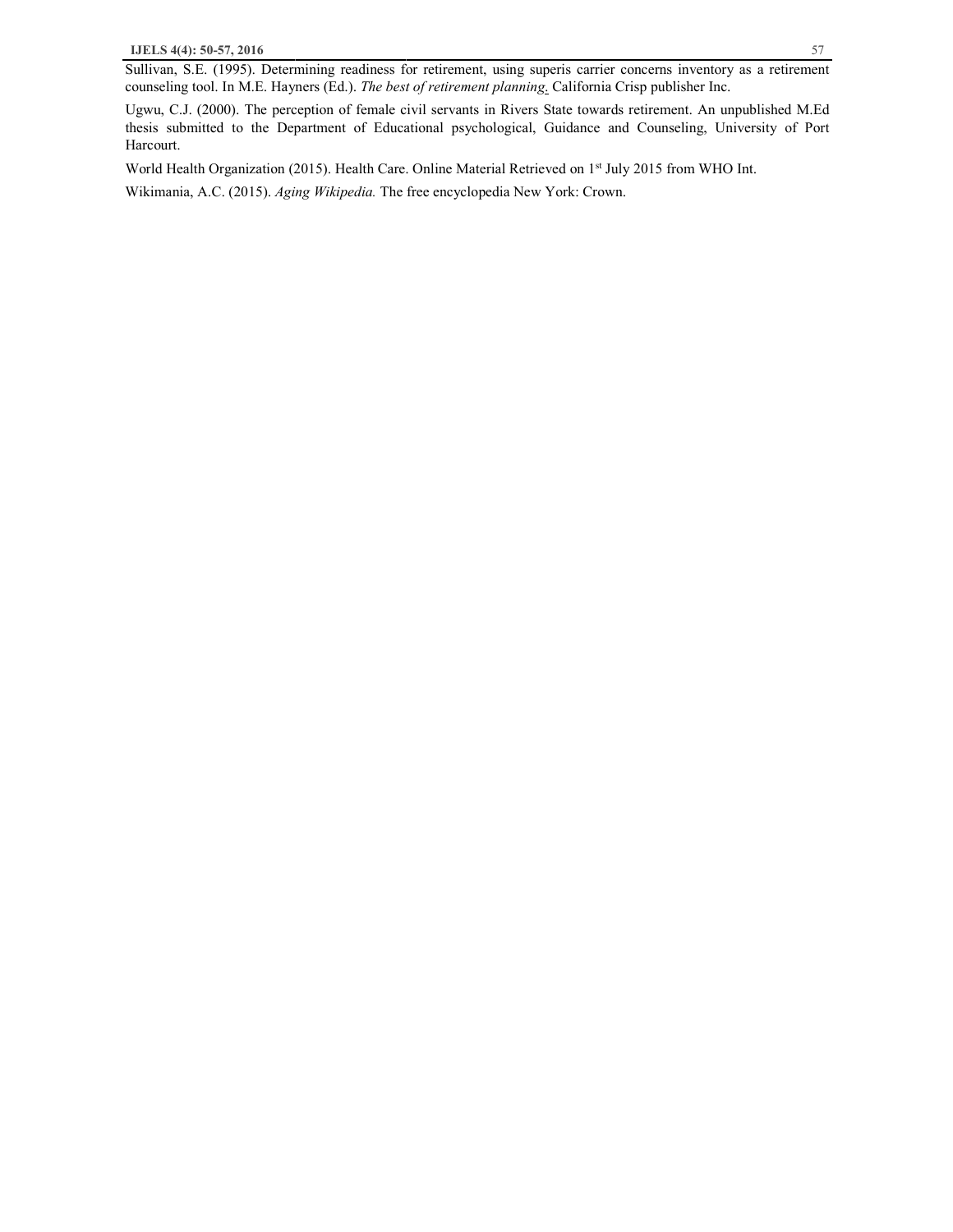Sullivan, S.E. (1995). Determining readiness for retirement, using superis carrier concerns inventory as a retirement counseling tool. In M.E. Hayners (Ed.). *The best of retirement planning.* California Crisp publisher Inc.

Ugwu, C.J. (2000). The perception of female civil servants in Rivers State towards retirement. An unpublished M.Ed thesis submitted to the Department of Educational psychological, Guidance and Counseling, University of Port Harcourt.

World Health Organization (2015). Health Care. Online Material Retrieved on 1st July 2015 from WHO Int.

Wikimania, A.C. (2015). *Aging Wikipedia.* The free encyclopedia New York: Crown.